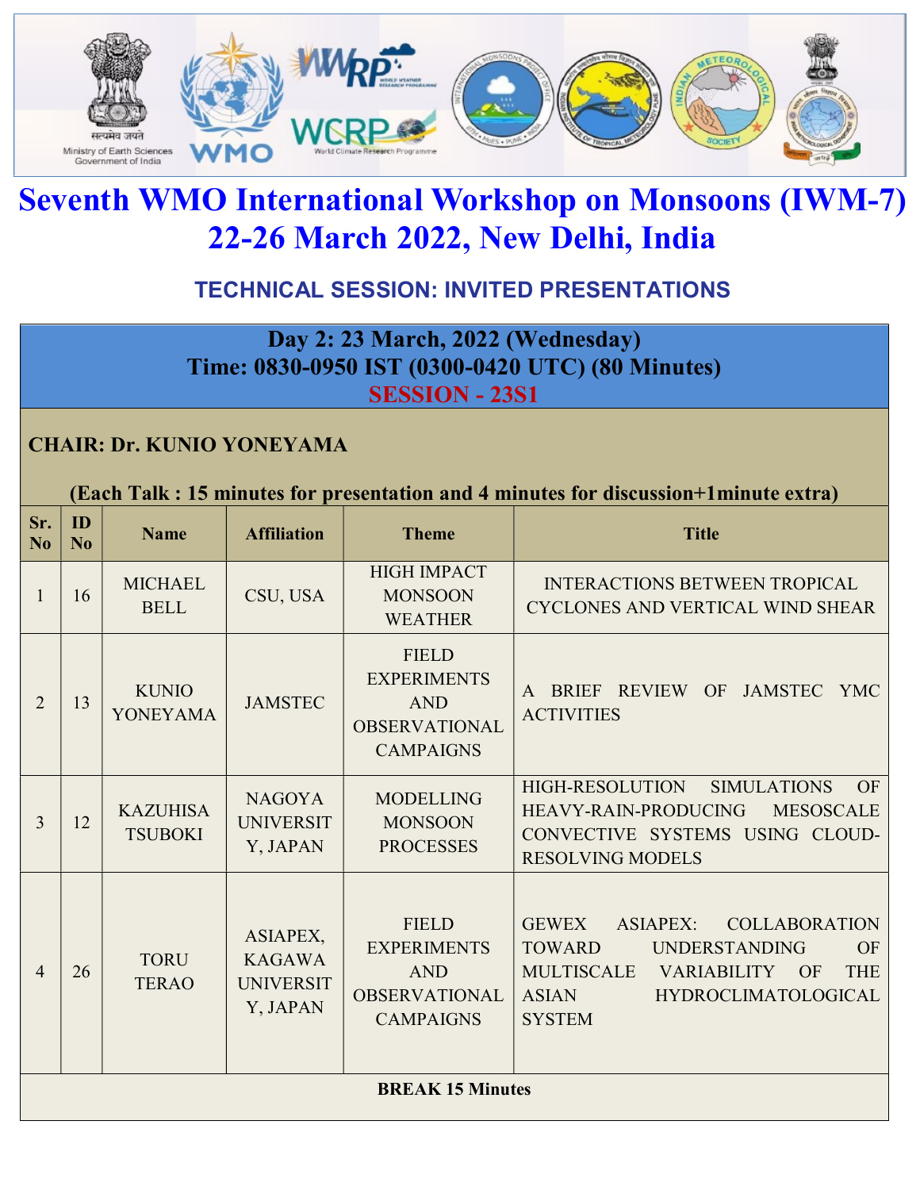# Seventh WMO International Workshop on Monsoons (IWM-7)
# 22-26 March 2022, New Delhi, India

## TECHNICAL SESSION: INVITED PRESENTATIONS

**Day 2: 23 March, 2022 (Wednesday)**
**Time: 0830-0950 IST (0300-0420 UTC) (80 Minutes)**
**SESSION - 23S1**

**CHAIR: Dr. KUNIO YONEYAMA**

**(Each Talk : 15 minutes for presentation and 4 minutes for discussion+1minute extra)**

| Sr. No | ID No | Name | Affiliation | Theme | Title |
|---|---|---|---|---|---|
| 1 | 16 | MICHAEL BELL | CSU, USA | HIGH IMPACT MONSOON WEATHER | INTERACTIONS BETWEEN TROPICAL CYCLONES AND VERTICAL WIND SHEAR |
| 2 | 13 | KUNIO YONEYAMA | JAMSTEC | FIELD EXPERIMENTS AND OBSERVATIONAL CAMPAIGNS | A BRIEF REVIEW OF JAMSTEC YMC ACTIVITIES |
| 3 | 12 | KAZUHISA TSUBOKI | NAGOYA UNIVERSITY, JAPAN | MODELLING MONSOON PROCESSES | HIGH-RESOLUTION SIMULATIONS OF HEAVY-RAIN-PRODUCING MESOSCALE CONVECTIVE SYSTEMS USING CLOUD-RESOLVING MODELS |
| 4 | 26 | TORU TERAO | ASIAPEX, KAGAWA UNIVERSITY, JAPAN | FIELD EXPERIMENTS AND OBSERVATIONAL CAMPAIGNS | GEWEX ASIAPEX: COLLABORATION TOWARD UNDERSTANDING OF MULTISCALE VARIABILITY OF THE ASIAN HYDROCLIMATOLOGICAL SYSTEM |

**BREAK 15 Minutes**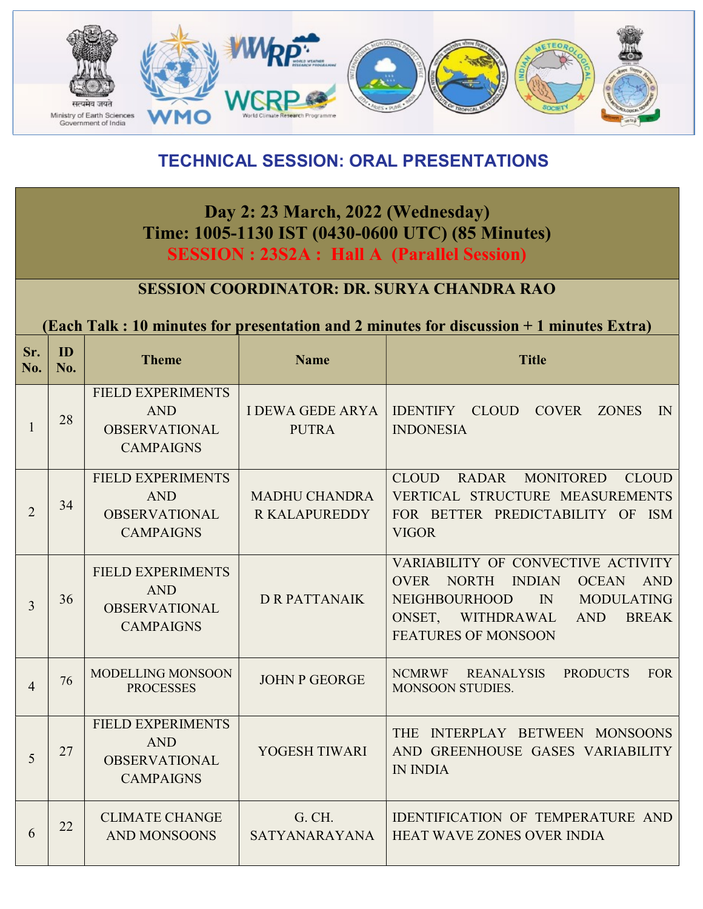## TECHNICAL SESSION: ORAL PRESENTATIONS

**Day 2: 23 March, 2022 (Wednesday)**
**Time: 1005-1130 IST (0430-0600 UTC) (85 Minutes)**
**SESSION : 23S2A : Hall A (Parallel Session)**

**SESSION COORDINATOR: DR. SURYA CHANDRA RAO**

**(Each Talk : 10 minutes for presentation and 2 minutes for discussion + 1 minutes Extra)**

| Sr. No. | ID No. | Theme | Name | Title |
|---|---|---|---|---|
| 1 | 28 | FIELD EXPERIMENTS AND OBSERVATIONAL CAMPAIGNS | I DEWA GEDE ARYA PUTRA | IDENTIFY CLOUD COVER ZONES IN INDONESIA |
| 2 | 34 | FIELD EXPERIMENTS AND OBSERVATIONAL CAMPAIGNS | MADHU CHANDRA R KALAPUREDDY | CLOUD RADAR MONITORED CLOUD VERTICAL STRUCTURE MEASUREMENTS FOR BETTER PREDICTABILITY OF ISM VIGOR |
| 3 | 36 | FIELD EXPERIMENTS AND OBSERVATIONAL CAMPAIGNS | D R PATTANAIK | VARIABILITY OF CONVECTIVE ACTIVITY OVER NORTH INDIAN OCEAN AND NEIGHBOURHOOD IN MODULATING ONSET, WITHDRAWAL AND BREAK FEATURES OF MONSOON |
| 4 | 76 | MODELLING MONSOON PROCESSES | JOHN P GEORGE | NCMRWF REANALYSIS PRODUCTS FOR MONSOON STUDIES. |
| 5 | 27 | FIELD EXPERIMENTS AND OBSERVATIONAL CAMPAIGNS | YOGESH TIWARI | THE INTERPLAY BETWEEN MONSOONS AND GREENHOUSE GASES VARIABILITY IN INDIA |
| 6 | 22 | CLIMATE CHANGE AND MONSOONS | G. CH. SATYANARAYANA | IDENTIFICATION OF TEMPERATURE AND HEAT WAVE ZONES OVER INDIA |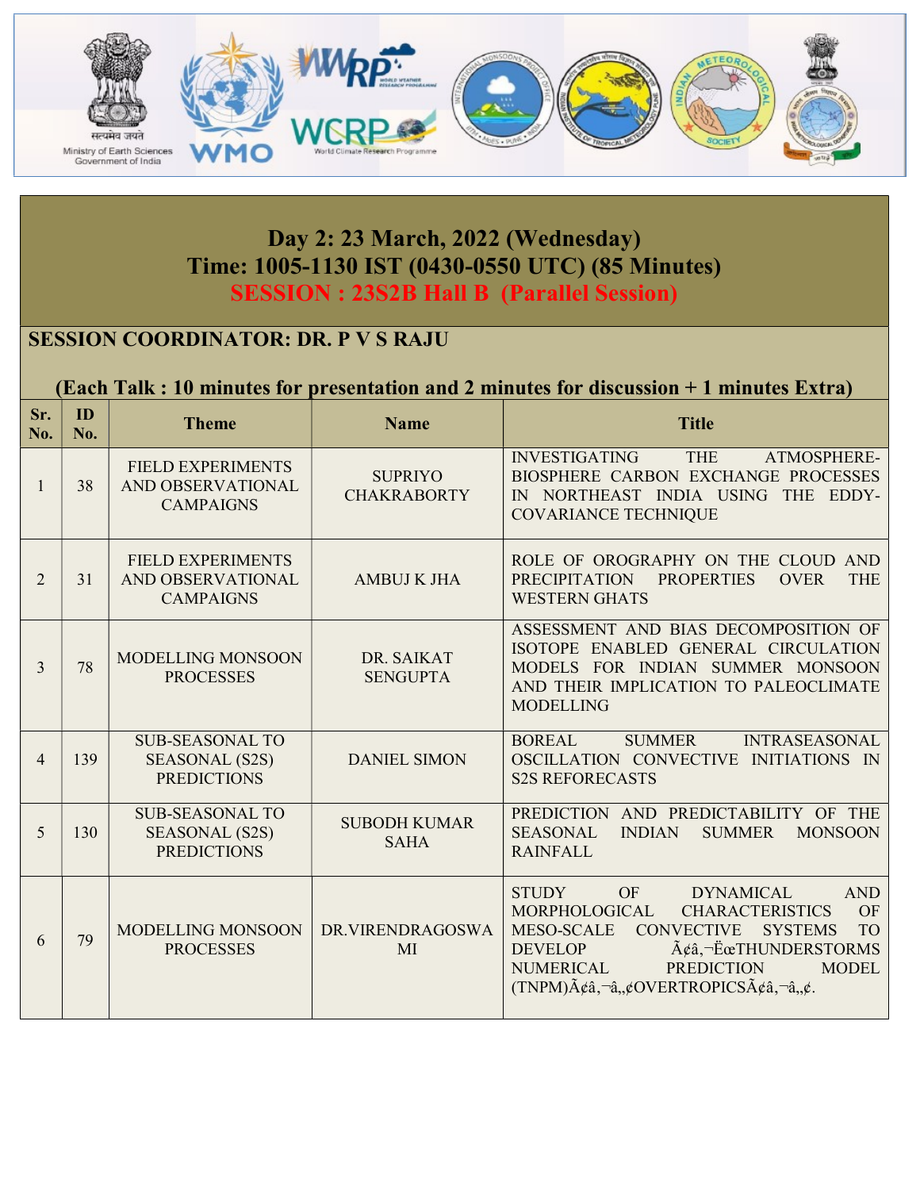## Day 2: 23 March, 2022 (Wednesday)
## Time: 1005-1130 IST (0430-0550 UTC) (85 Minutes)
## SESSION : 23S2B Hall B (Parallel Session)

**SESSION COORDINATOR: DR. P V S RAJU**

**(Each Talk : 10 minutes for presentation and 2 minutes for discussion + 1 minutes Extra)**

| Sr. No. | ID No. | Theme | Name | Title |
|---|---|---|---|---|
| 1 | 38 | FIELD EXPERIMENTS AND OBSERVATIONAL CAMPAIGNS | SUPRIYO CHAKRABORTY | INVESTIGATING THE ATMOSPHERE-BIOSPHERE CARBON EXCHANGE PROCESSES IN NORTHEAST INDIA USING THE EDDY-COVARIANCE TECHNIQUE |
| 2 | 31 | FIELD EXPERIMENTS AND OBSERVATIONAL CAMPAIGNS | AMBUJ K JHA | ROLE OF OROGRAPHY ON THE CLOUD AND PRECIPITATION PROPERTIES OVER THE WESTERN GHATS |
| 3 | 78 | MODELLING MONSOON PROCESSES | DR. SAIKAT SENGUPTA | ASSESSMENT AND BIAS DECOMPOSITION OF ISOTOPE ENABLED GENERAL CIRCULATION MODELS FOR INDIAN SUMMER MONSOON AND THEIR IMPLICATION TO PALEOCLIMATE MODELLING |
| 4 | 139 | SUB-SEASONAL TO SEASONAL (S2S) PREDICTIONS | DANIEL SIMON | BOREAL SUMMER INTRASEASONAL OSCILLATION CONVECTIVE INITIATIONS IN S2S REFORECASTS |
| 5 | 130 | SUB-SEASONAL TO SEASONAL (S2S) PREDICTIONS | SUBODH KUMAR SAHA | PREDICTION AND PREDICTABILITY OF THE SEASONAL INDIAN SUMMER MONSOON RAINFALL |
| 6 | 79 | MODELLING MONSOON PROCESSES | DR.VIRENDRAGOSWAMI | STUDY OF DYNAMICAL AND MORPHOLOGICAL CHARACTERISTICS OF MESO-SCALE CONVECTIVE SYSTEMS TO DEVELOP Ã¢â‚¬ËœTHUNDERSTORMS NUMERICAL PREDICTION MODEL (TNPM)Ã¢â‚¬â„¢OVERTROPICSÃ¢â‚¬â„¢. |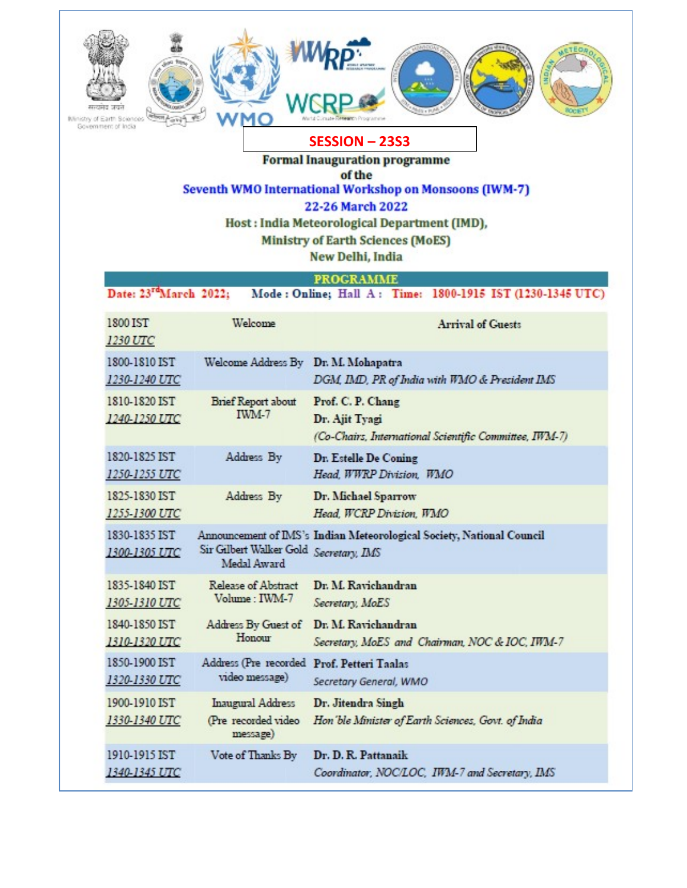**SESSION – 23S3**

**Formal Inauguration programme**
**of the**
**Seventh WMO International Workshop on Monsoons (IWM-7)**
**22-26 March 2022**
**Host : India Meteorological Department (IMD),**
**Ministry of Earth Sciences (MoES)**
**New Delhi, India**

**PROGRAMME**

**Date: 23rd March 2022; Mode : Online; Hall A : Time: 1800-1915 IST (1230-1345 UTC)**

| Time | Item | Details |
|---|---|---|
| 1800 IST<br>1230 UTC | Welcome | Arrival of Guests |
| 1800-1810 IST<br>1230-1240 UTC | Welcome Address By | **Dr. M. Mohapatra**<br>*DGM, IMD, PR of India with WMO & President IMS* |
| 1810-1820 IST<br>1240-1250 UTC | Brief Report about IWM-7 | **Prof. C. P. Chang**<br>**Dr. Ajit Tyagi**<br>*(Co-Chairs, International Scientific Committee, IWM-7)* |
| 1820-1825 IST<br>1250-1255 UTC | Address By | **Dr. Estelle De Coning**<br>*Head, WWRP Division, WMO* |
| 1825-1830 IST<br>1255-1300 UTC | Address By | **Dr. Michael Sparrow**<br>*Head, WCRP Division, WMO* |
| 1830-1835 IST<br>1300-1305 UTC | Announcement of IMS's Sir Gilbert Walker Gold Medal Award | **Indian Meteorological Society, National Council**<br>*Secretary, IMS* |
| 1835-1840 IST<br>1305-1310 UTC | Release of Abstract Volume : IWM-7 | **Dr. M. Ravichandran**<br>*Secretary, MoES* |
| 1840-1850 IST<br>1310-1320 UTC | Address By Guest of Honour | **Dr. M. Ravichandran**<br>*Secretary, MoES and Chairman, NOC & IOC, IWM-7* |
| 1850-1900 IST<br>1320-1330 UTC | Address (Pre recorded video message) | **Prof. Petteri Taalas**<br>*Secretary General, WMO* |
| 1900-1910 IST<br>1330-1340 UTC | Inaugural Address<br>(Pre recorded video message) | **Dr. Jitendra Singh**<br>*Hon'ble Minister of Earth Sciences, Govt. of India* |
| 1910-1915 IST<br>1340-1345 UTC | Vote of Thanks By | **Dr. D. R. Pattanaik**<br>*Coordinator, NOC/LOC, IWM-7 and Secretary, IMS* |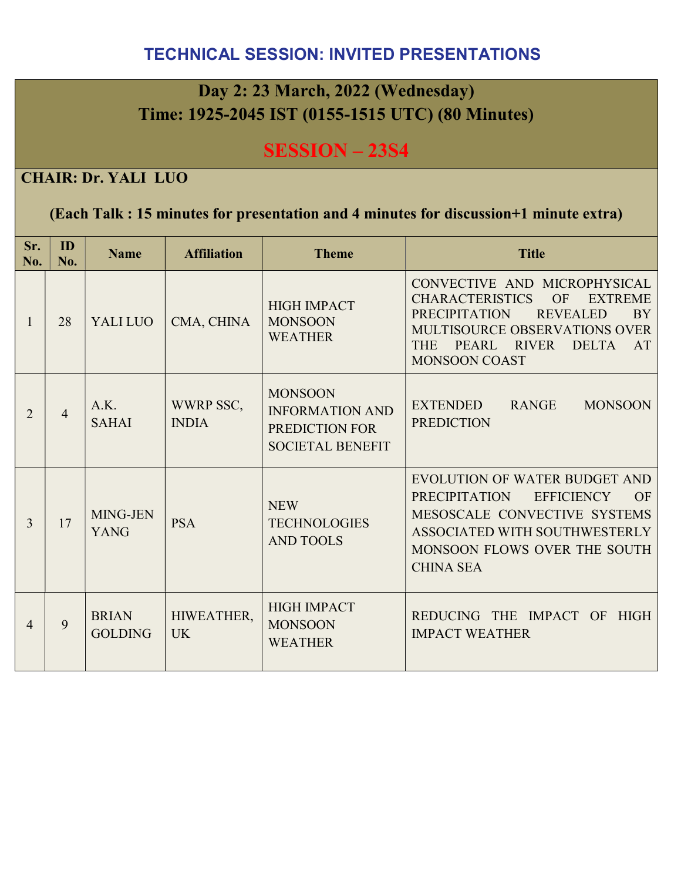# TECHNICAL SESSION: INVITED PRESENTATIONS

## Day 2: 23 March, 2022 (Wednesday)
## Time: 1925-2045 IST (0155-1515 UTC) (80 Minutes)

## SESSION – 23S4

**CHAIR: Dr. YALI LUO**

**(Each Talk : 15 minutes for presentation and 4 minutes for discussion+1 minute extra)**

| Sr. No. | ID No. | Name | Affiliation | Theme | Title |
|---|---|---|---|---|---|
| 1 | 28 | YALI LUO | CMA, CHINA | HIGH IMPACT MONSOON WEATHER | CONVECTIVE AND MICROPHYSICAL CHARACTERISTICS OF EXTREME PRECIPITATION REVEALED BY MULTISOURCE OBSERVATIONS OVER THE PEARL RIVER DELTA AT MONSOON COAST |
| 2 | 4 | A.K. SAHAI | WWRP SSC, INDIA | MONSOON INFORMATION AND PREDICTION FOR SOCIETAL BENEFIT | EXTENDED RANGE MONSOON PREDICTION |
| 3 | 17 | MING-JEN YANG | PSA | NEW TECHNOLOGIES AND TOOLS | EVOLUTION OF WATER BUDGET AND PRECIPITATION EFFICIENCY OF MESOSCALE CONVECTIVE SYSTEMS ASSOCIATED WITH SOUTHWESTERLY MONSOON FLOWS OVER THE SOUTH CHINA SEA |
| 4 | 9 | BRIAN GOLDING | HIWEATHER, UK | HIGH IMPACT MONSOON WEATHER | REDUCING THE IMPACT OF HIGH IMPACT WEATHER |